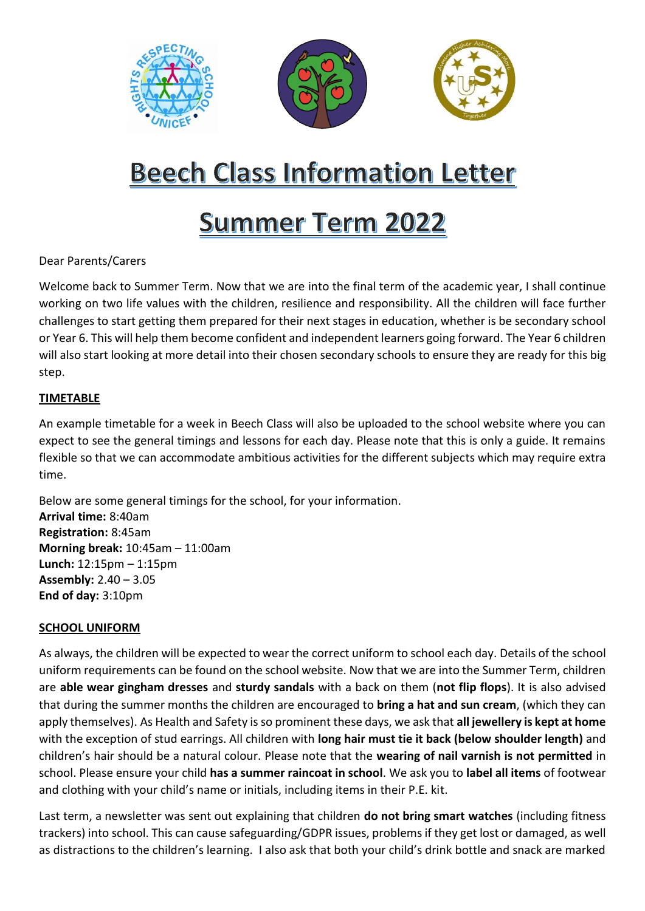# Beech Class Information Letter

# Summer Term 2022

Dear Parents/Carers

Welcome back to Summer Term. Now that we are into the final term of the academic year, I shall continue working on two life values with the children, resilience and responsibility. All the children will face further challenges to start getting them prepared for their next stages in education, whether is be secondary school or Year 6. This will help them become confident and independent learners going forward. The Year 6 children will also start looking at more detail into their chosen secondary schools to ensure they are ready for this big step.

## TIMETABLE

An example timetable for a week in Beech Class will also be uploaded to the school website where you can expect to see the general timings and lessons for each day. Please note that this is only a guide. It remains flexible so that we can accommodate ambitious activities for the different subjects which may require extra time.

Below are some general timings for the school, for your information.
**Arrival time:** 8:40am
**Registration:** 8:45am
**Morning break:** 10:45am – 11:00am
**Lunch:** 12:15pm – 1:15pm
**Assembly:** 2.40 – 3.05
**End of day:** 3:10pm

## SCHOOL UNIFORM

As always, the children will be expected to wear the correct uniform to school each day. Details of the school uniform requirements can be found on the school website. Now that we are into the Summer Term, children are **able wear gingham dresses** and **sturdy sandals** with a back on them (**not flip flops**). It is also advised that during the summer months the children are encouraged to **bring a hat and sun cream**, (which they can apply themselves). As Health and Safety is so prominent these days, we ask that **all jewellery is kept at home** with the exception of stud earrings. All children with **long hair must tie it back (below shoulder length)** and children's hair should be a natural colour. Please note that the **wearing of nail varnish is not permitted** in school. Please ensure your child **has a summer raincoat in school**. We ask you to **label all items** of footwear and clothing with your child's name or initials, including items in their P.E. kit.

Last term, a newsletter was sent out explaining that children **do not bring smart watches** (including fitness trackers) into school. This can cause safeguarding/GDPR issues, problems if they get lost or damaged, as well as distractions to the children's learning. I also ask that both your child's drink bottle and snack are marked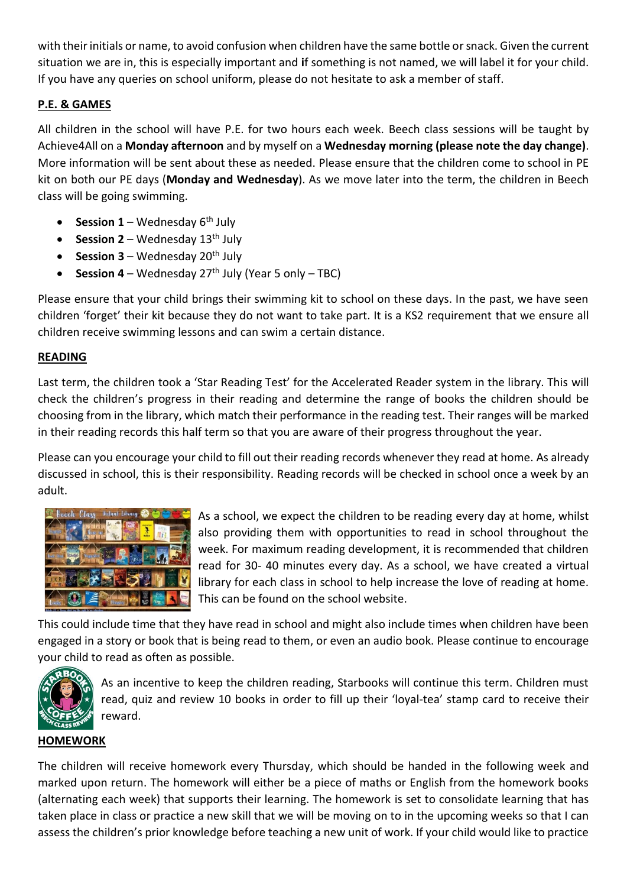with their initials or name, to avoid confusion when children have the same bottle or snack. Given the current situation we are in, this is especially important and **i**f something is not named, we will label it for your child. If you have any queries on school uniform, please do not hesitate to ask a member of staff.

## P.E. & GAMES

All children in the school will have P.E. for two hours each week. Beech class sessions will be taught by Achieve4All on a **Monday afternoon** and by myself on a **Wednesday morning (please note the day change)**. More information will be sent about these as needed. Please ensure that the children come to school in PE kit on both our PE days (**Monday and Wednesday**). As we move later into the term, the children in Beech class will be going swimming.

- **Session 1** – Wednesday 6th July
- **Session 2** – Wednesday 13th July
- **Session 3** – Wednesday 20th July
- **Session 4** – Wednesday 27th July (Year 5 only – TBC)

Please ensure that your child brings their swimming kit to school on these days. In the past, we have seen children 'forget' their kit because they do not want to take part. It is a KS2 requirement that we ensure all children receive swimming lessons and can swim a certain distance.

## READING

Last term, the children took a 'Star Reading Test' for the Accelerated Reader system in the library. This will check the children's progress in their reading and determine the range of books the children should be choosing from in the library, which match their performance in the reading test. Their ranges will be marked in their reading records this half term so that you are aware of their progress throughout the year.

Please can you encourage your child to fill out their reading records whenever they read at home. As already discussed in school, this is their responsibility. Reading records will be checked in school once a week by an adult.

As a school, we expect the children to be reading every day at home, whilst also providing them with opportunities to read in school throughout the week. For maximum reading development, it is recommended that children read for 30- 40 minutes every day. As a school, we have created a virtual library for each class in school to help increase the love of reading at home. This can be found on the school website.

This could include time that they have read in school and might also include times when children have been engaged in a story or book that is being read to them, or even an audio book. Please continue to encourage your child to read as often as possible.

As an incentive to keep the children reading, Starbooks will continue this term. Children must read, quiz and review 10 books in order to fill up their 'loyal-tea' stamp card to receive their reward.

## HOMEWORK

The children will receive homework every Thursday, which should be handed in the following week and marked upon return. The homework will either be a piece of maths or English from the homework books (alternating each week) that supports their learning. The homework is set to consolidate learning that has taken place in class or practice a new skill that we will be moving on to in the upcoming weeks so that I can assess the children's prior knowledge before teaching a new unit of work. If your child would like to practice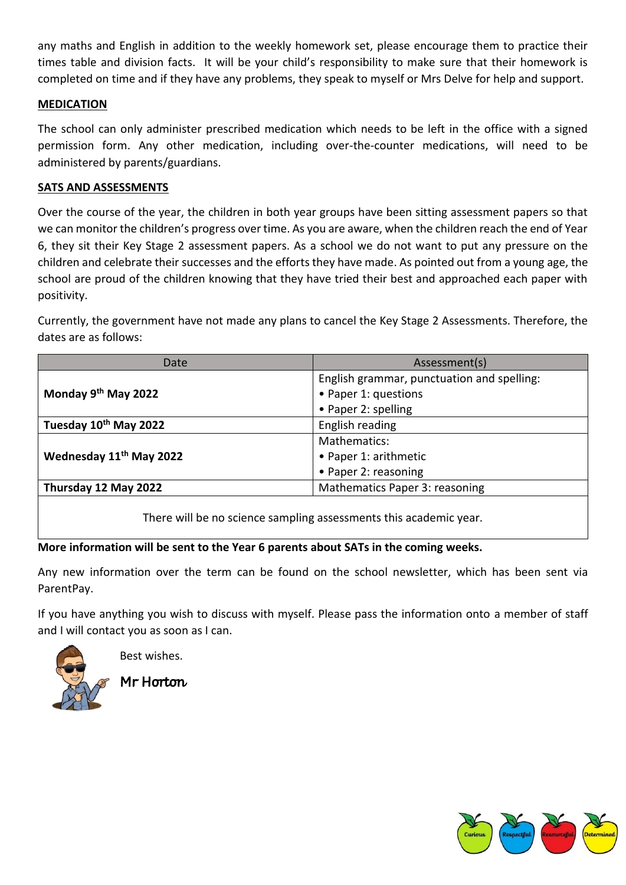any maths and English in addition to the weekly homework set, please encourage them to practice their times table and division facts. It will be your child's responsibility to make sure that their homework is completed on time and if they have any problems, they speak to myself or Mrs Delve for help and support.

**MEDICATION**

The school can only administer prescribed medication which needs to be left in the office with a signed permission form. Any other medication, including over-the-counter medications, will need to be administered by parents/guardians.

**SATS AND ASSESSMENTS**

Over the course of the year, the children in both year groups have been sitting assessment papers so that we can monitor the children's progress over time. As you are aware, when the children reach the end of Year 6, they sit their Key Stage 2 assessment papers. As a school we do not want to put any pressure on the children and celebrate their successes and the efforts they have made. As pointed out from a young age, the school are proud of the children knowing that they have tried their best and approached each paper with positivity.

Currently, the government have not made any plans to cancel the Key Stage 2 Assessments. Therefore, the dates are as follows:

| Date | Assessment(s) |
|---|---|
| **Monday 9th May 2022** | English grammar, punctuation and spelling:<br>• Paper 1: questions<br>• Paper 2: spelling |
| **Tuesday 10th May 2022** | English reading |
| **Wednesday 11th May 2022** | Mathematics:<br>• Paper 1: arithmetic<br>• Paper 2: reasoning |
| **Thursday 12 May 2022** | Mathematics Paper 3: reasoning |
| There will be no science sampling assessments this academic year. | |

**More information will be sent to the Year 6 parents about SATs in the coming weeks.**

Any new information over the term can be found on the school newsletter, which has been sent via ParentPay.

If you have anything you wish to discuss with myself. Please pass the information onto a member of staff and I will contact you as soon as I can.

Best wishes.

Mr Horton

Curious Respectful Resourceful Determined